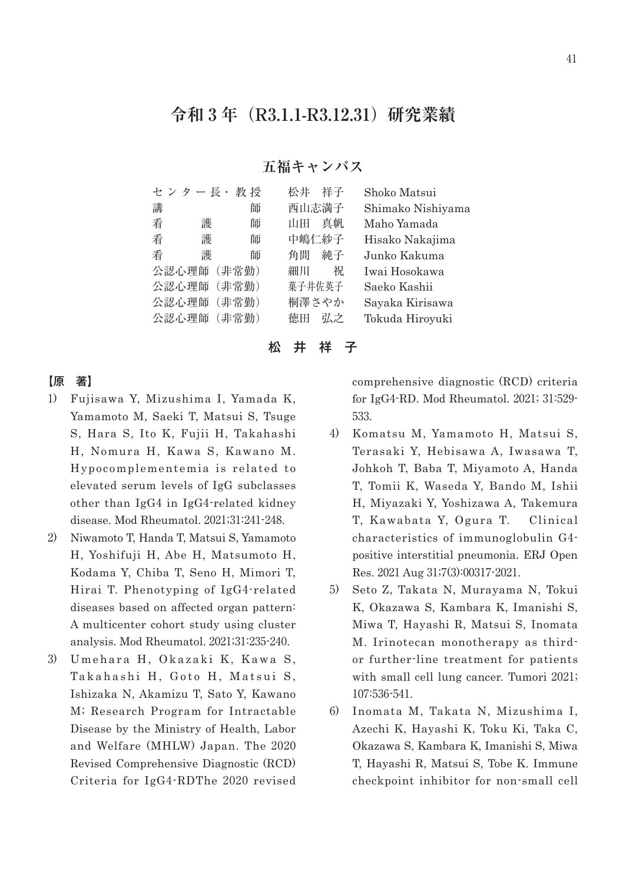# 令和 3 年（R3.1.1-R3.12.31）研究業績

## 五福キャンパス

| | | |
|---|---|---|
| センター長・教授 | 松井　祥子 | Shoko Matsui |
| 講　　　　師 | 西山志満子 | Shimako Nishiyama |
| 看　護　師 | 山田　真帆 | Maho Yamada |
| 看　護　師 | 中嶋仁紗子 | Hisako Nakajima |
| 看　護　師 | 角間　純子 | Junko Kakuma |
| 公認心理師（非常勤） | 細川　　祝 | Iwai Hosokawa |
| 公認心理師（非常勤） | 菓子井佐英子 | Saeko Kashii |
| 公認心理師（非常勤） | 桐澤さやか | Sayaka Kirisawa |
| 公認心理師（非常勤） | 徳田　弘之 | Tokuda Hiroyuki |

### 松 井 祥 子

**【原　著】**

1) Fujisawa Y, Mizushima I, Yamada K, Yamamoto M, Saeki T, Matsui S, Tsuge S, Hara S, Ito K, Fujii H, Takahashi H, Nomura H, Kawa S, Kawano M. Hypocomplementemia is related to elevated serum levels of IgG subclasses other than IgG4 in IgG4-related kidney disease. Mod Rheumatol. 2021;31:241-248.
2) Niwamoto T, Handa T, Matsui S, Yamamoto H, Yoshifuji H, Abe H, Matsumoto H, Kodama Y, Chiba T, Seno H, Mimori T, Hirai T. Phenotyping of IgG4-related diseases based on affected organ pattern: A multicenter cohort study using cluster analysis. Mod Rheumatol. 2021;31:235-240.
3) Umehara H, Okazaki K, Kawa S, Takahashi H, Goto H, Matsui S, Ishizaka N, Akamizu T, Sato Y, Kawano M; Research Program for Intractable Disease by the Ministry of Health, Labor and Welfare (MHLW) Japan. The 2020 Revised Comprehensive Diagnostic (RCD) Criteria for IgG4-RDThe 2020 revised comprehensive diagnostic (RCD) criteria for IgG4-RD. Mod Rheumatol. 2021; 31:529-533.
4) Komatsu M, Yamamoto H, Matsui S, Terasaki Y, Hebisawa A, Iwasawa T, Johkoh T, Baba T, Miyamoto A, Handa T, Tomii K, Waseda Y, Bando M, Ishii H, Miyazaki Y, Yoshizawa A, Takemura T, Kawabata Y, Ogura T. Clinical characteristics of immunoglobulin G4-positive interstitial pneumonia. ERJ Open Res. 2021 Aug 31;7(3):00317-2021.
5) Seto Z, Takata N, Murayama N, Tokui K, Okazawa S, Kambara K, Imanishi S, Miwa T, Hayashi R, Matsui S, Inomata M. Irinotecan monotherapy as third- or further-line treatment for patients with small cell lung cancer. Tumori 2021; 107:536-541.
6) Inomata M, Takata N, Mizushima I, Azechi K, Hayashi K, Toku Ki, Taka C, Okazawa S, Kambara K, Imanishi S, Miwa T, Hayashi R, Matsui S, Tobe K. Immune checkpoint inhibitor for non-small cell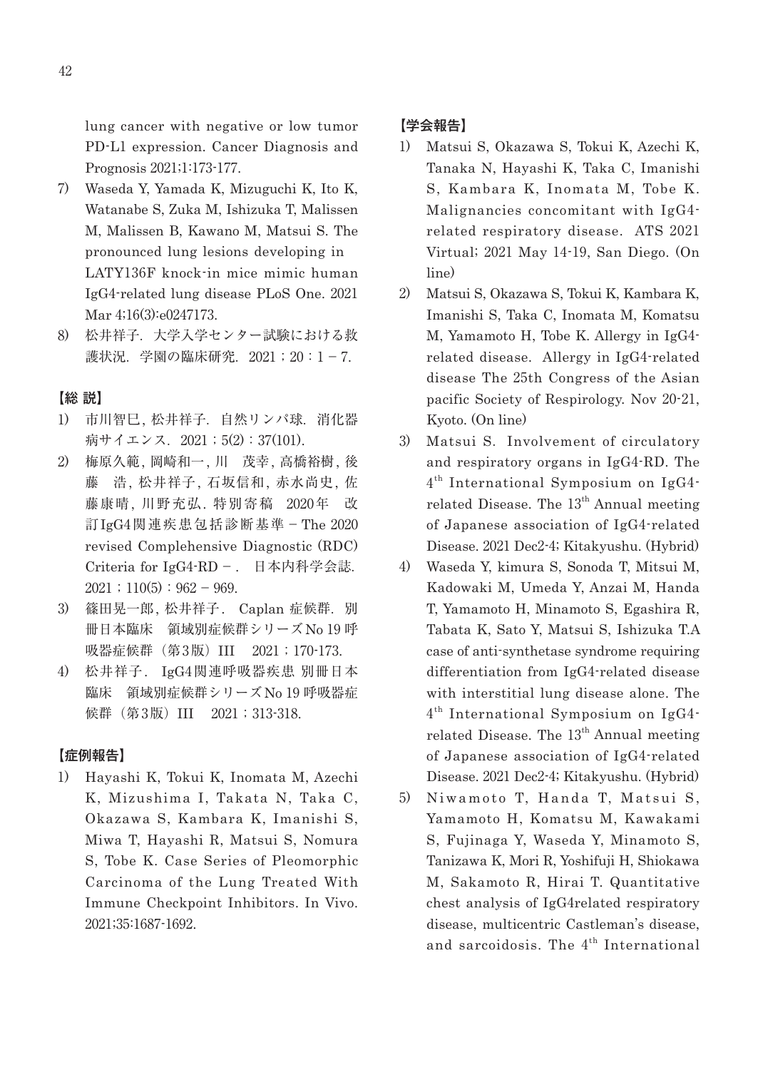lung cancer with negative or low tumor PD-L1 expression. Cancer Diagnosis and Prognosis 2021;1:173-177.

7) Waseda Y, Yamada K, Mizuguchi K, Ito K, Watanabe S, Zuka M, Ishizuka T, Malissen M, Malissen B, Kawano M, Matsui S. The pronounced lung lesions developing in LATY136F knock-in mice mimic human IgG4-related lung disease PLoS One. 2021 Mar 4;16(3):e0247173.
8) 松井祥子．大学入学センター試験における救護状況．学園の臨床研究．2021；20：1－7.

## 【総 説】

1) 市川智巳，松井祥子．自然リンパ球．消化器病サイエンス．2021；5(2)：37(101).
2) 梅原久範，岡崎和一，川　茂幸，高橋裕樹，後藤　浩，松井祥子，石坂信和，赤水尚史，佐藤康晴，川野充弘．特別寄稿　2020年　改訂IgG4関連疾患包括診断基準－The 2020 revised Complehensive Diagnostic (RDC) Criteria for IgG4-RD－．日本内科学会誌．2021；110(5)：962－969.
3) 篠田晃一郎，松井祥子．Caplan 症候群．別冊日本臨床　領域別症候群シリーズNo 19 呼吸器症候群（第3版）III　2021；170-173.
4) 松井祥子．IgG4関連呼吸器疾患 別冊日本臨床　領域別症候群シリーズNo 19 呼吸器症候群（第3版）III　2021；313-318.

## 【症例報告】

1) Hayashi K, Tokui K, Inomata M, Azechi K, Mizushima I, Takata N, Taka C, Okazawa S, Kambara K, Imanishi S, Miwa T, Hayashi R, Matsui S, Nomura S, Tobe K. Case Series of Pleomorphic Carcinoma of the Lung Treated With Immune Checkpoint Inhibitors. In Vivo. 2021;35:1687-1692.

## 【学会報告】

1) Matsui S, Okazawa S, Tokui K, Azechi K, Tanaka N, Hayashi K, Taka C, Imanishi S, Kambara K, Inomata M, Tobe K. Malignancies concomitant with IgG4-related respiratory disease. ATS 2021 Virtual; 2021 May 14-19, San Diego. (On line)
2) Matsui S, Okazawa S, Tokui K, Kambara K, Imanishi S, Taka C, Inomata M, Komatsu M, Yamamoto H, Tobe K. Allergy in IgG4-related disease. Allergy in IgG4-related disease The 25th Congress of the Asian pacific Society of Respirology. Nov 20-21, Kyoto. (On line)
3) Matsui S. Involvement of circulatory and respiratory organs in IgG4-RD. The 4th International Symposium on IgG4-related Disease. The 13th Annual meeting of Japanese association of IgG4-related Disease. 2021 Dec2-4; Kitakyushu. (Hybrid)
4) Waseda Y, kimura S, Sonoda T, Mitsui M, Kadowaki M, Umeda Y, Anzai M, Handa T, Yamamoto H, Minamoto S, Egashira R, Tabata K, Sato Y, Matsui S, Ishizuka T.A case of anti-synthetase syndrome requiring differentiation from IgG4-related disease with interstitial lung disease alone. The 4th International Symposium on IgG4-related Disease. The 13th Annual meeting of Japanese association of IgG4-related Disease. 2021 Dec2-4; Kitakyushu. (Hybrid)
5) Niwamoto T, Handa T, Matsui S, Yamamoto H, Komatsu M, Kawakami S, Fujinaga Y, Waseda Y, Minamoto S, Tanizawa K, Mori R, Yoshifuji H, Shiokawa M, Sakamoto R, Hirai T. Quantitative chest analysis of IgG4related respiratory disease, multicentric Castleman's disease, and sarcoidosis. The 4th International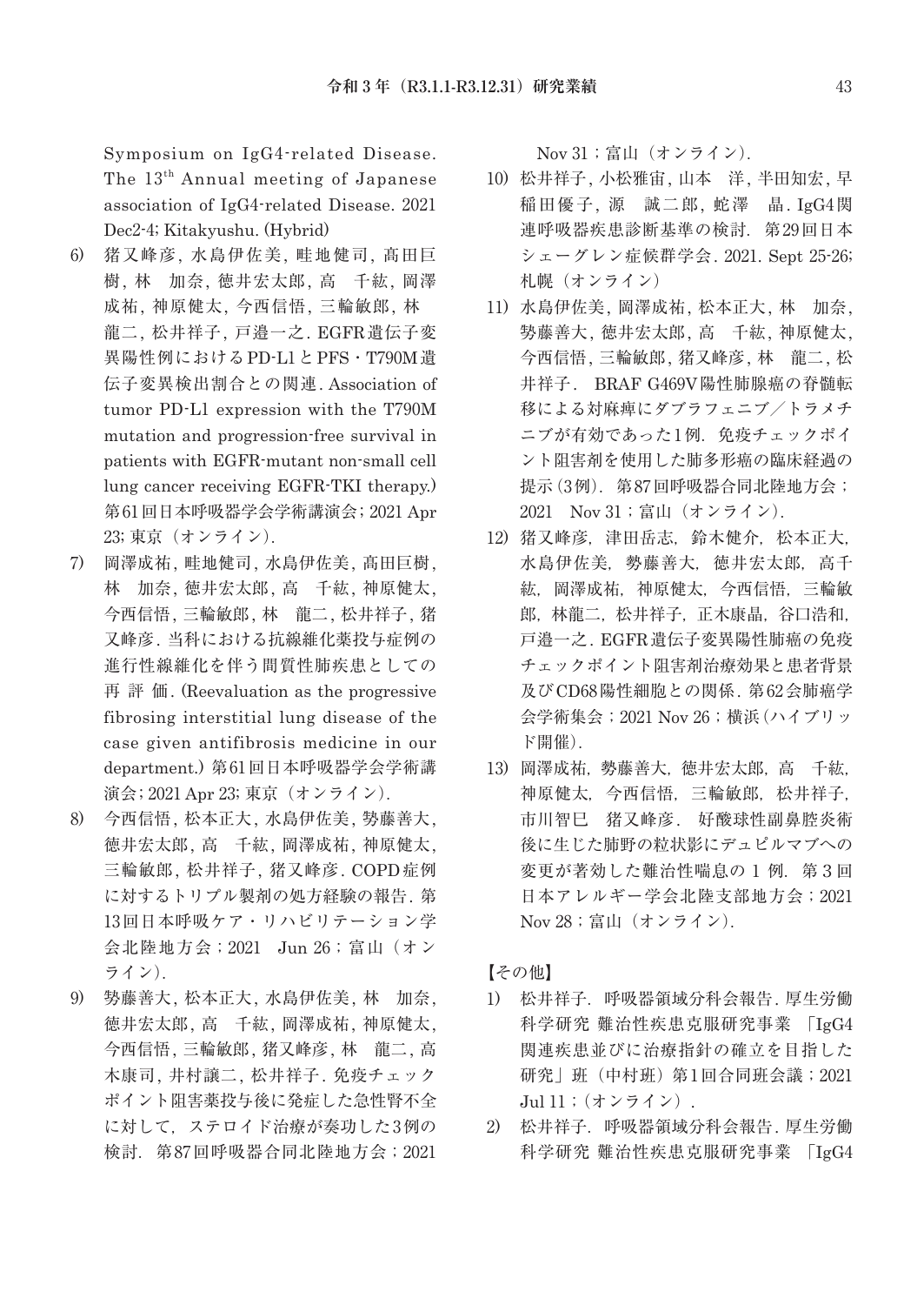Symposium on IgG4-related Disease. The 13th Annual meeting of Japanese association of IgG4-related Disease. 2021 Dec2-4; Kitakyushu. (Hybrid)

6) 猪又峰彦, 水島伊佐美, 畦地健司, 髙田巨樹, 林　加奈, 徳井宏太郎, 高　千紘, 岡澤成祐, 神原健太, 今西信悟, 三輪敏郎, 林　龍二, 松井祥子, 戸邉一之. EGFR遺伝子変異陽性例におけるPD-L1とPFS・T790M遺伝子変異検出割合との関連. Association of tumor PD-L1 expression with the T790M mutation and progression-free survival in patients with EGFR-mutant non-small cell lung cancer receiving EGFR-TKI therapy.) 第61回日本呼吸器学会学術講演会; 2021 Apr 23; 東京（オンライン）.

7) 岡澤成祐, 畦地健司, 水島伊佐美, 髙田巨樹, 林　加奈, 徳井宏太郎, 高　千紘, 神原健太, 今西信悟, 三輪敏郎, 林　龍二, 松井祥子, 猪又峰彦. 当科における抗線維化薬投与症例の進行性線維化を伴う間質性肺疾患としての再評価. (Reevaluation as the progressive fibrosing interstitial lung disease of the case given antifibrosis medicine in our department.) 第61回日本呼吸器学会学術講演会; 2021 Apr 23; 東京（オンライン）.

8) 今西信悟, 松本正大, 水島伊佐美, 勢藤善大, 徳井宏太郎, 高　千紘, 岡澤成祐, 神原健太, 三輪敏郎, 松井祥子, 猪又峰彦. COPD症例に対するトリプル製剤の処方経験の報告. 第13回日本呼吸ケア・リハビリテーション学会北陸地方会；2021　Jun 26；富山（オンライン）.

9) 勢藤善大, 松本正大, 水島伊佐美, 林　加奈, 徳井宏太郎, 高　千紘, 岡澤成祐, 神原健太, 今西信悟, 三輪敏郎, 猪又峰彦, 林　龍二, 高木康司, 井村譲二, 松井祥子. 免疫チェックポイント阻害薬投与後に発症した急性腎不全に対して，ステロイド治療が奏功した3例の検討．第87回呼吸器合同北陸地方会；2021 Nov 31；富山（オンライン）.

10) 松井祥子, 小松雅宙, 山本　洋, 半田知宏, 早稲田優子, 源　誠二郎, 蛇澤　晶. IgG4関連呼吸器疾患診断基準の検討．第29回日本シェーグレン症候群学会. 2021. Sept 25-26; 札幌（オンライン）

11) 水島伊佐美, 岡澤成祐, 松本正大, 林　加奈, 勢藤善大, 徳井宏太郎, 高　千紘, 神原健太, 今西信悟, 三輪敏郎, 猪又峰彦, 林　龍二, 松井祥子．BRAF G469V陽性肺腺癌の脊髄転移による対麻痺にダブラフェニブ／トラメチニブが有効であった1例．免疫チェックポイント阻害剤を使用した肺多形癌の臨床経過の提示（3例）．第87回呼吸器合同北陸地方会；2021　Nov 31；富山（オンライン）.

12) 猪又峰彦，津田岳志，鈴木健介，松本正大，水島伊佐美，勢藤善大，徳井宏太郎，高千紘，岡澤成祐，神原健太，今西信悟，三輪敏郎，林龍二，松井祥子，正木康晶，谷口浩和，戸邉一之. EGFR遺伝子変異陽性肺癌の免疫チェックポイント阻害剤治療効果と患者背景及びCD68陽性細胞との関係. 第62会肺癌学会学術集会；2021 Nov 26；横浜（ハイブリッド開催）.

13) 岡澤成祐，勢藤善大，徳井宏太郎，高　千紘，神原健太，今西信悟，三輪敏郎，松井祥子，市川智巳　猪又峰彦．好酸球性副鼻腔炎術後に生じた肺野の粒状影にデュピルマブへの変更が著効した難治性喘息の 1 例．第 3 回日本アレルギー学会北陸支部地方会；2021 Nov 28；富山（オンライン）.

【その他】

1) 松井祥子．呼吸器領域分科会報告. 厚生労働科学研究 難治性疾患克服研究事業 「IgG4関連疾患並びに治療指針の確立を目指した研究」班（中村班）第1回合同班会議；2021 Jul 11；（オンライン）.

2) 松井祥子．呼吸器領域分科会報告. 厚生労働科学研究 難治性疾患克服研究事業 「IgG4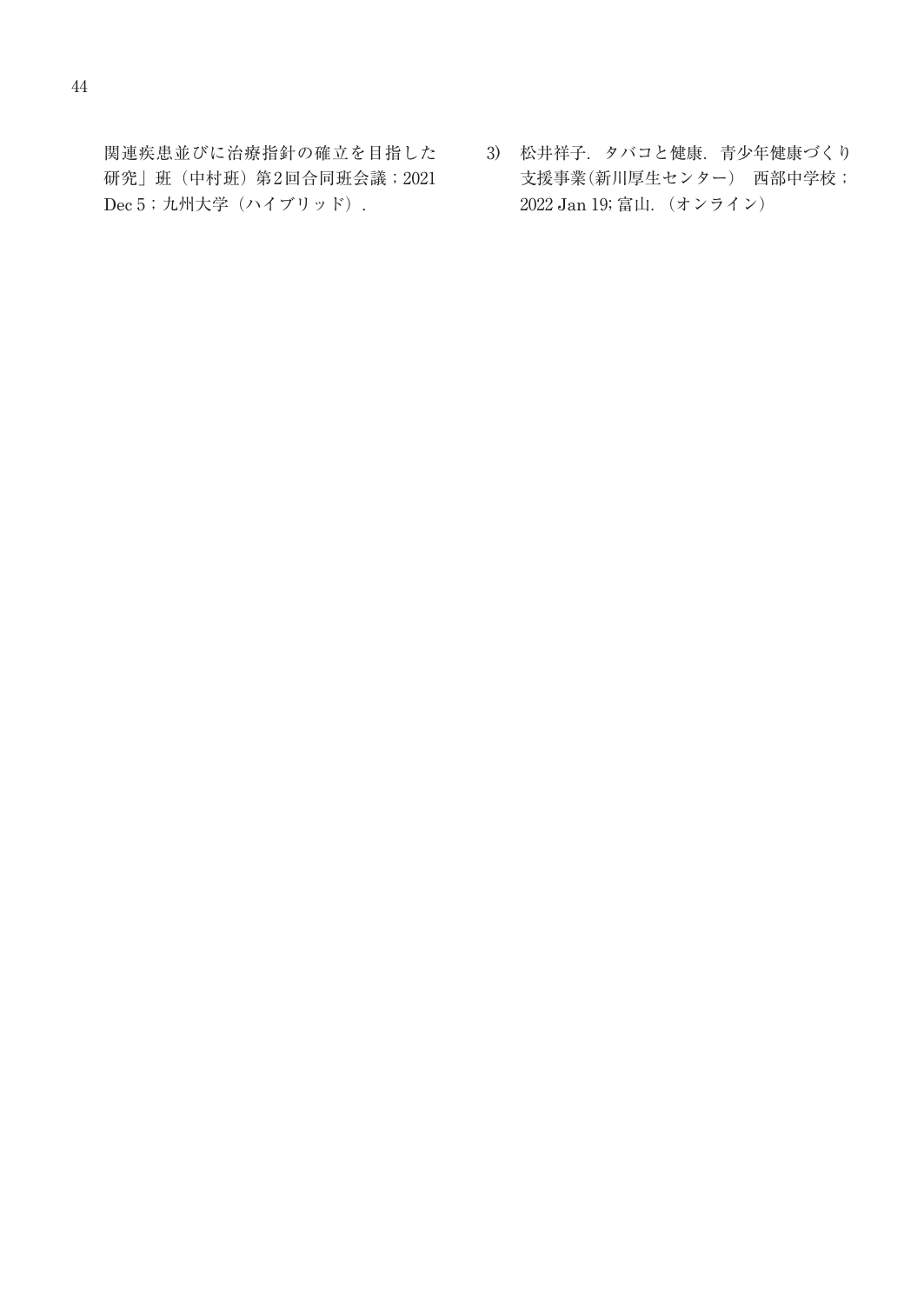関連疾患並びに治療指針の確立を目指した研究」班（中村班）第2回合同班会議；2021 Dec 5；九州大学（ハイブリッド）.

3) 松井祥子. タバコと健康. 青少年健康づくり支援事業(新川厚生センター) 西部中学校；2022 Jan 19; 富山. （オンライン）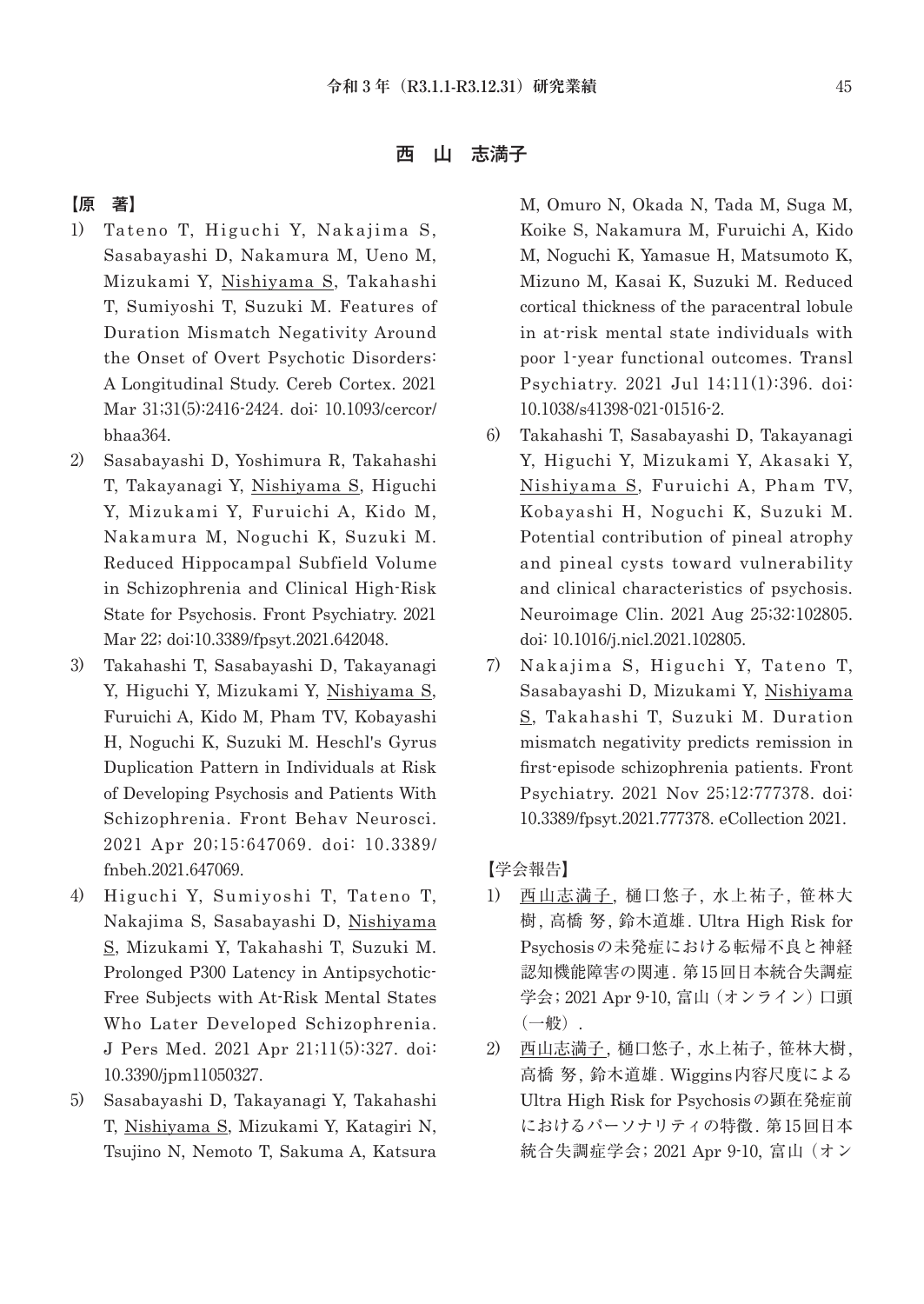## 西　山　志満子

### 【原　著】

1) Tateno T, Higuchi Y, Nakajima S, Sasabayashi D, Nakamura M, Ueno M, Mizukami Y, Nishiyama S, Takahashi T, Sumiyoshi T, Suzuki M. Features of Duration Mismatch Negativity Around the Onset of Overt Psychotic Disorders: A Longitudinal Study. Cereb Cortex. 2021 Mar 31;31(5):2416-2424. doi: 10.1093/cercor/bhaa364.
2) Sasabayashi D, Yoshimura R, Takahashi T, Takayanagi Y, Nishiyama S, Higuchi Y, Mizukami Y, Furuichi A, Kido M, Nakamura M, Noguchi K, Suzuki M. Reduced Hippocampal Subfield Volume in Schizophrenia and Clinical High-Risk State for Psychosis. Front Psychiatry. 2021 Mar 22; doi:10.3389/fpsyt.2021.642048.
3) Takahashi T, Sasabayashi D, Takayanagi Y, Higuchi Y, Mizukami Y, Nishiyama S, Furuichi A, Kido M, Pham TV, Kobayashi H, Noguchi K, Suzuki M. Heschl's Gyrus Duplication Pattern in Individuals at Risk of Developing Psychosis and Patients With Schizophrenia. Front Behav Neurosci. 2021 Apr 20;15:647069. doi: 10.3389/fnbeh.2021.647069.
4) Higuchi Y, Sumiyoshi T, Tateno T, Nakajima S, Sasabayashi D, Nishiyama S, Mizukami Y, Takahashi T, Suzuki M. Prolonged P300 Latency in Antipsychotic-Free Subjects with At-Risk Mental States Who Later Developed Schizophrenia. J Pers Med. 2021 Apr 21;11(5):327. doi: 10.3390/jpm11050327.
5) Sasabayashi D, Takayanagi Y, Takahashi T, Nishiyama S, Mizukami Y, Katagiri N, Tsujino N, Nemoto T, Sakuma A, Katsura M, Omuro N, Okada N, Tada M, Suga M, Koike S, Nakamura M, Furuichi A, Kido M, Noguchi K, Yamasue H, Matsumoto K, Mizuno M, Kasai K, Suzuki M. Reduced cortical thickness of the paracentral lobule in at-risk mental state individuals with poor 1-year functional outcomes. Transl Psychiatry. 2021 Jul 14;11(1):396. doi: 10.1038/s41398-021-01516-2.
6) Takahashi T, Sasabayashi D, Takayanagi Y, Higuchi Y, Mizukami Y, Akasaki Y, Nishiyama S, Furuichi A, Pham TV, Kobayashi H, Noguchi K, Suzuki M. Potential contribution of pineal atrophy and pineal cysts toward vulnerability and clinical characteristics of psychosis. Neuroimage Clin. 2021 Aug 25;32:102805. doi: 10.1016/j.nicl.2021.102805.
7) Nakajima S, Higuchi Y, Tateno T, Sasabayashi D, Mizukami Y, Nishiyama S, Takahashi T, Suzuki M. Duration mismatch negativity predicts remission in first-episode schizophrenia patients. Front Psychiatry. 2021 Nov 25;12:777378. doi: 10.3389/fpsyt.2021.777378. eCollection 2021.

### 【学会報告】

1) 西山志満子, 樋口悠子, 水上祐子, 笹林大樹, 高橋 努, 鈴木道雄. Ultra High Risk for Psychosisの未発症における転帰不良と神経認知機能障害の関連. 第15回日本統合失調症学会; 2021 Apr 9-10, 富山（オンライン）口頭（一般）.
2) 西山志満子, 樋口悠子, 水上祐子, 笹林大樹, 高橋 努, 鈴木道雄. Wiggins内容尺度による Ultra High Risk for Psychosisの顕在発症前におけるパーソナリティの特徴. 第15回日本統合失調症学会; 2021 Apr 9-10, 富山（オン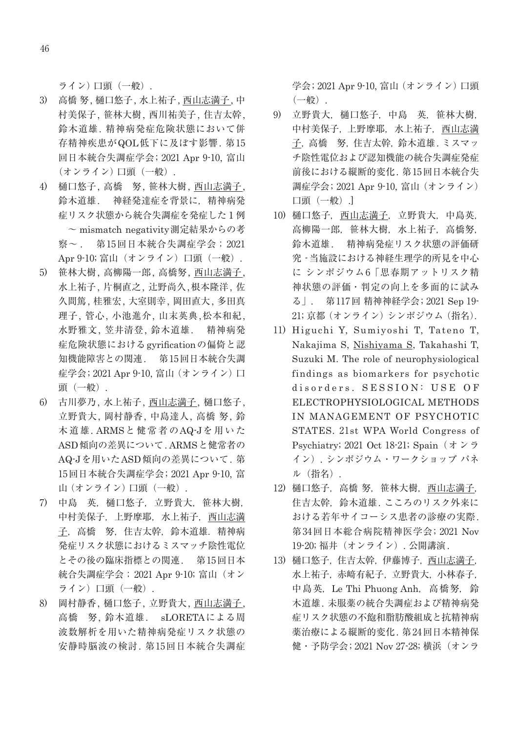ライン）口頭（一般）.

3) 高橋 努, 樋口悠子, 水上祐子, 西山志満子, 中村美保子, 笹林大樹, 西川祐美子, 住吉太幹, 鈴木道雄. 精神病発症危険状態において併存精神疾患がQOL低下に及ぼす影響. 第15回日本統合失調症学会; 2021 Apr 9-10, 富山（オンライン）口頭（一般）.
4) 樋口悠子, 高橋　努, 笹林大樹, 西山志満子, 鈴木道雄.　神経発達症を背景に，精神病発症リスク状態から統合失調症を発症した１例　～ mismatch negativity測定結果からの考察～．　第15回日本統合失調症学会；2021 Apr 9-10; 富山（オンライン）口頭（一般）.
5) 笹林大樹, 高柳陽一郎, 高橋努, 西山志満子, 水上祐子, 片桐直之, 辻野尚久,根本隆洋, 佐久間篤, 桂雅宏, 大室則幸, 岡田直大, 多田真理子, 管心, 小池進介, 山末英典,松本和紀, 水野雅文, 笠井清登, 鈴木道雄.　精神病発症危険状態におけるgyrificationの偏倚と認知機能障害との関連．　第15回日本統合失調症学会; 2021 Apr 9-10, 富山（オンライン）口頭（一般）.
6) 古川夢乃, 水上祐子, 西山志満子, 樋口悠子, 立野貴大, 岡村静香, 中島達人, 高橋 努, 鈴木道雄. ARMSと健常者のAQ-Jを用いたASD傾向の差異について. ARMSと健常者のAQ-Jを用いたASD傾向の差異について. 第15回日本統合失調症学会; 2021 Apr 9-10, 富山（オンライン）口頭（一般）.
7) 中島　英，樋口悠子，立野貴大，笹林大樹，中村美保子，上野摩耶，水上祐子，西山志満子，高橋　努，住吉太幹，鈴木道雄．精神病発症リスク状態におけるミスマッチ陰性電位とその後の臨床指標との関連．　第15回日本統合失調症学会；2021 Apr 9-10; 富山（オンライン）口頭（一般）.
8) 岡村静香, 樋口悠子, 立野貴大, 西山志満子, 高橋　努, 鈴木道雄.　sLORETAによる周波数解析を用いた精神病発症リスク状態の安静時脳波の検討. 第15回日本統合失調症学会; 2021 Apr 9-10, 富山（オンライン）口頭（一般）.
9) 立野貴大，樋口悠子，中島　英，笹林大樹，中村美保子，上野摩耶，水上祐子，西山志満子，高橋　努，住吉太幹，鈴木道雄．ミスマッチ陰性電位および認知機能の統合失調症発症前後における縦断的変化．第15回日本統合失調症学会; 2021 Apr 9-10, 富山（オンライン）口頭（一般）.]
10) 樋口悠子，西山志満子，立野貴大，中島英，高柳陽一郎，笹林大樹，水上祐子，高橋努，鈴木道雄．　精神病発症リスク状態の評価研究 -当施設における神経生理学的所見を中心に シンポジウム6「思春期アットリスク精神状態の評価・判定の向上を多面的に試みる」．　第117回 精神神経学会; 2021 Sep 19-21; 京都（オンライン）シンポジウム（指名）.
11) Higuchi Y, Sumiyoshi T, Tateno T, Nakajima S, Nishiyama S, Takahashi T, Suzuki M. The role of neurophysiological findings as biomarkers for psychotic disorders. SESSION: USE OF ELECTROPHYSIOLOGICAL METHODS IN MANAGEMENT OF PSYCHOTIC STATES. 21st WPA World Congress of Psychiatry; 2021 Oct 18-21; Spain（オンライン）. シンポジウム・ワークショップ パネル（指名）.
12) 樋口悠子，高橋 努，笹林大樹，西山志満子，住吉太幹，鈴木道雄．こころのリスク外来における若年サイコーシス患者の診療の実際．第34回日本総合病院精神医学会; 2021 Nov 19-20; 福井（オンライン）. 公開講演.
13) 樋口悠子，住吉太幹，伊藤博子，西山志満子，水上祐子，赤﨑有紀子，立野貴大，小林春子，中島英，Le Thi Phuong Anh，高橋努，鈴木道雄．未服薬の統合失調症および精神病発症リスク状態の不飽和脂肪酸組成と抗精神病薬治療による縦断的変化．第24回日本精神保健・予防学会; 2021 Nov 27-28; 横浜（オンラ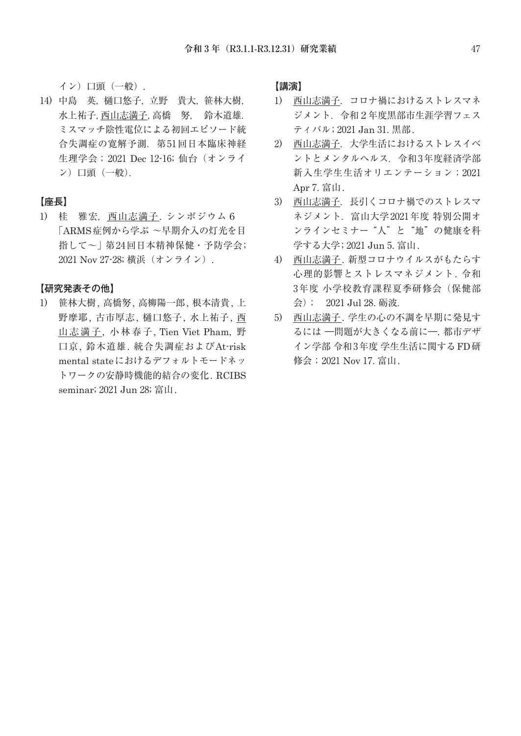イン）口頭（一般）.

14) 中島　英, 樋口悠子, 立野　貴大, 笹林大樹, 水上祐子, 西山志満子, 高橋　努,　鈴木道雄. ミスマッチ陰性電位による初回エピソード統合失調症の寛解予測. 第51回日本臨床神経生理学会；2021 Dec 12-16; 仙台（オンライン）口頭（一般）.

## 【座長】

1) 桂　雅宏, 西山志満子. シンポジウム 6「ARMS症例から学ぶ ～早期介入の灯光を目指して～」第24回日本精神保健・予防学会; 2021 Nov 27-28; 横浜（オンライン）.

## 【研究発表その他】

1) 笹林大樹, 高橋努, 高柳陽一郎, 根本清貴, 上野摩耶, 古市厚志, 樋口悠子, 水上祐子, 西山志満子, 小林春子, Tien Viet Pham, 野口京, 鈴木道雄. 統合失調症およびAt-risk mental stateにおけるデフォルトモードネットワークの安静時機能的結合の変化. RCIBS seminar; 2021 Jun 28; 富山.

## 【講演】

1) 西山志満子. コロナ禍におけるストレスマネジメント. 令和２年度黒部市生涯学習フェスティバル; 2021 Jan 31. 黒部.
2) 西山志満子. 大学生活におけるストレスイベントとメンタルヘルス. 令和3年度経済学部新入生学生生活オリエンテーション；2021 Apr 7. 富山.
3) 西山志満子. 長引くコロナ禍でのストレスマネジメント. 富山大学2021年度 特別公開オンラインセミナー“人”と“地”の健康を科学する大学; 2021 Jun 5. 富山.
4) 西山志満子. 新型コロナウイルスがもたらす心理的影響とストレスマネジメント. 令和3年度 小学校教育課程夏季研修会（保健部会）；　2021 Jul 28. 砺波.
5) 西山志満子. 学生の心の不調を早期に発見するには ―問題が大きくなる前に―. 都市デザイン学部 令和3年度 学生生活に関するFD研修会；2021 Nov 17. 富山.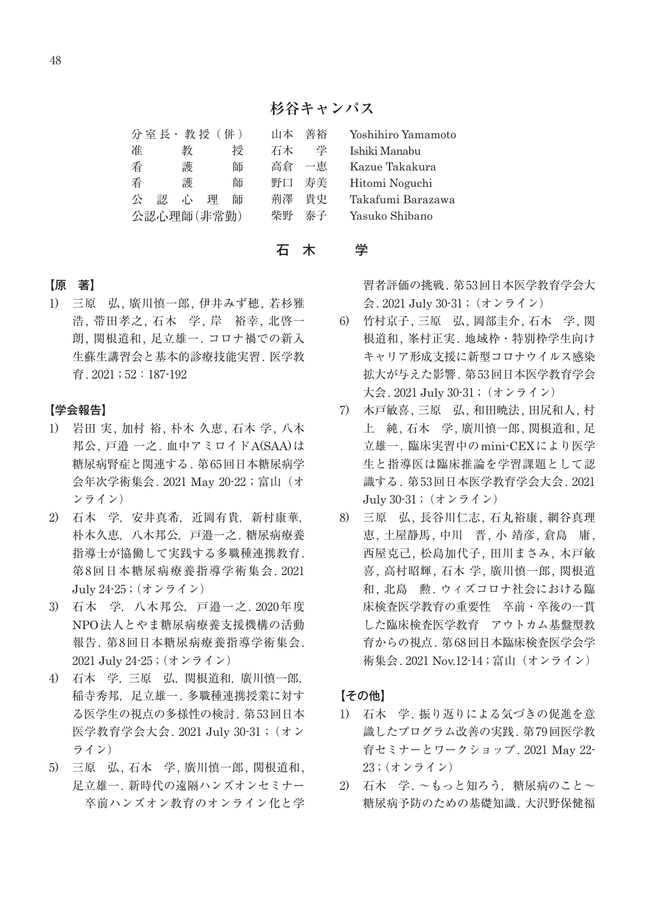## 杉谷キャンパス

| | | |
|---|---|---|
| 分室長・教授（併） | 山本　善裕 | Yoshihiro Yamamoto |
| 准　　教　　授 | 石木　　学 | Ishiki Manabu |
| 看　　護　　師 | 高倉　一恵 | Kazue Takakura |
| 看　　護　　師 | 野口　寿美 | Hitomi Noguchi |
| 公　認　心　理　師 | 荊澤　貴史 | Takafumi Barazawa |
| 公認心理師(非常勤) | 柴野　泰子 | Yasuko Shibano |

### 石　木　　学

**【原　著】**

1) 三原　弘, 廣川慎一郎, 伊井みず穂, 若杉雅浩, 帯田孝之, 石木　学, 岸　裕幸, 北啓一朗, 関根道和, 足立雄一. コロナ禍での新入生蘇生講習会と基本的診療技能実習. 医学教育. 2021；52：187-192

**【学会報告】**

1) 岩田 実, 加村 裕, 朴木 久恵, 石木 学, 八木 邦公, 戸邉 一之. 血中アミロイドA(SAA)は糖尿病腎症と関連する. 第65回日本糖尿病学会年次学術集会. 2021 May 20-22；富山（オンライン）
2) 石木　学, 安井真希, 近岡有貴, 新村康華, 朴木久恵, 八木邦公, 戸邉一之. 糖尿病療養指導士が協働して実践する多職種連携教育. 第8回日本糖尿病療養指導学術集会. 2021 July 24-25；(オンライン)
3) 石木　学, 八木邦公, 戸邉一之. 2020年度NPO法人とやま糖尿病療養支援機構の活動報告. 第8回日本糖尿病療養指導学術集会. 2021 July 24-25；(オンライン)
4) 石木　学, 三原　弘, 関根道和, 廣川慎一郎, 稲寺秀邦, 足立雄一. 多職種連携授業に対する医学生の視点の多様性の検討. 第53回日本医学教育学会大会. 2021 July 30-31；（オンライン）
5) 三原　弘, 石木　学, 廣川慎一郎, 関根道和, 足立雄一. 新時代の遠隔ハンズオンセミナー　卒前ハンズオン教育のオンライン化と学習者評価の挑戦. 第53回日本医学教育学会大会. 2021 July 30-31；（オンライン）
6) 竹村京子, 三原　弘, 岡部圭介, 石木　学, 関根道和, 峯村正実. 地域枠・特別枠学生向けキャリア形成支援に新型コロナウイルス感染拡大が与えた影響. 第53回日本医学教育学会大会. 2021 July 30-31；（オンライン）
7) 木戸敏喜, 三原　弘, 和田暁法, 田尻和人, 村上　純, 石木　学, 廣川慎一郎, 関根道和, 足立雄一. 臨床実習中のmini-CEXにより医学生と指導医は臨床推論を学習課題として認識する. 第53回日本医学教育学会大会. 2021 July 30-31；（オンライン）
8) 三原　弘, 長谷川仁志, 石丸裕康, 網谷真理恵, 土屋静馬, 中川　晋, 小 靖彦, 倉島　庸, 西屋克己, 松島加代子, 田川まさみ, 木戸敏喜, 高村昭輝, 石木 学, 廣川慎一郎, 関根道和, 北島　勲. ウィズコロナ社会における臨床検査医学教育の重要性　卒前・卒後の一貫した臨床検査医学教育　アウトカム基盤型教育からの視点. 第68回日本臨床検査医学会学術集会. 2021 Nov.12-14；富山（オンライン）

**【その他】**

1) 石木　学. 振り返りによる気づきの促進を意識したプログラム改善の実践. 第79回医学教育セミナーとワークショップ. 2021 May 22-23；(オンライン)
2) 石木　学. ～もっと知ろう，糖尿病のこと～糖尿病予防のための基礎知識. 大沢野保健福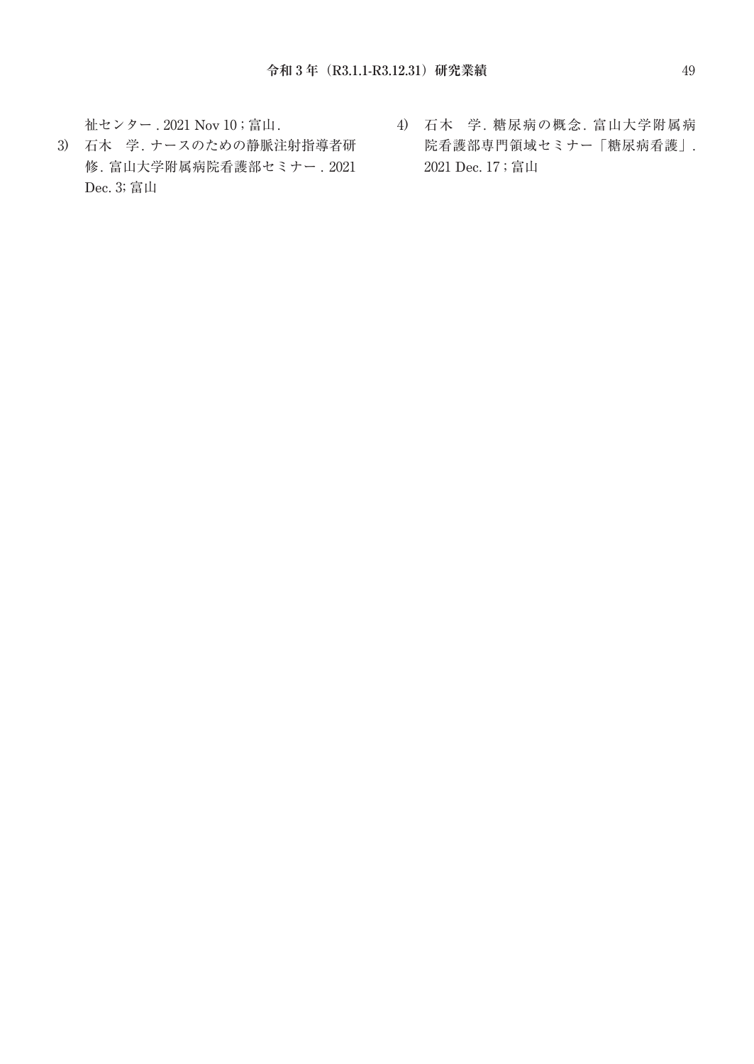祉センター . 2021 Nov 10 ; 富山 .

3) 石木　学 . ナースのための静脈注射指導者研修 . 富山大学附属病院看護部セミナー . 2021 Dec. 3; 富山

4) 石木　学 . 糖尿病の概念 . 富山大学附属病院看護部専門領域セミナー「糖尿病看護」. 2021 Dec. 17 ; 富山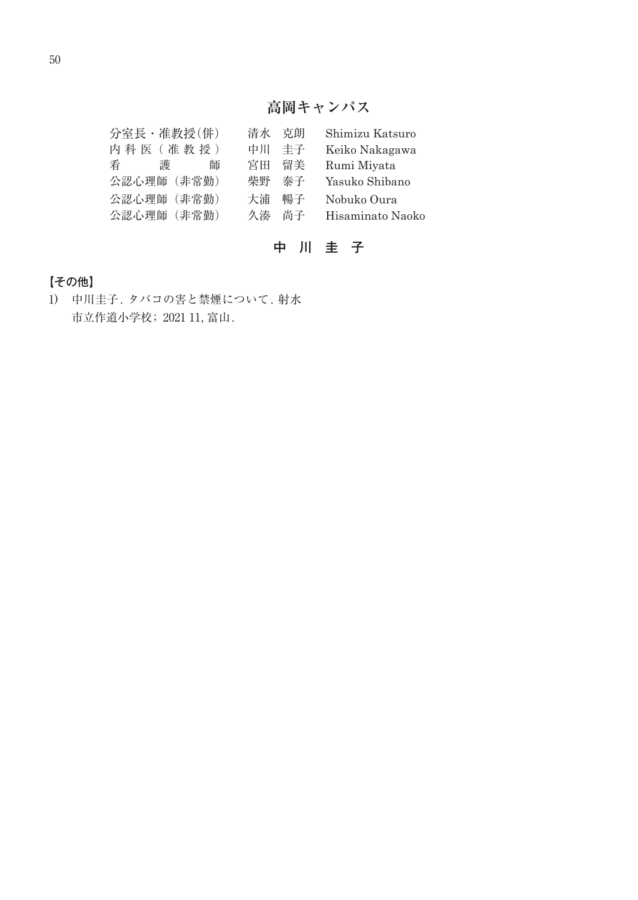## 高岡キャンパス

| | | |
|---|---|---|
| 分室長・准教授(併) | 清水　克朗 | Shimizu Katsuro |
| 内科医（准教授） | 中川　圭子 | Keiko Nakagawa |
| 看護師 | 宮田　留美 | Rumi Miyata |
| 公認心理師（非常勤） | 柴野　泰子 | Yasuko Shibano |
| 公認心理師（非常勤） | 大浦　暢子 | Nobuko Oura |
| 公認心理師（非常勤） | 久湊　尚子 | Hisaminato Naoko |

### 中　川　圭　子

**【その他】**

1) 中川圭子. タバコの害と禁煙について. 射水市立作道小学校; 2021 11, 富山.